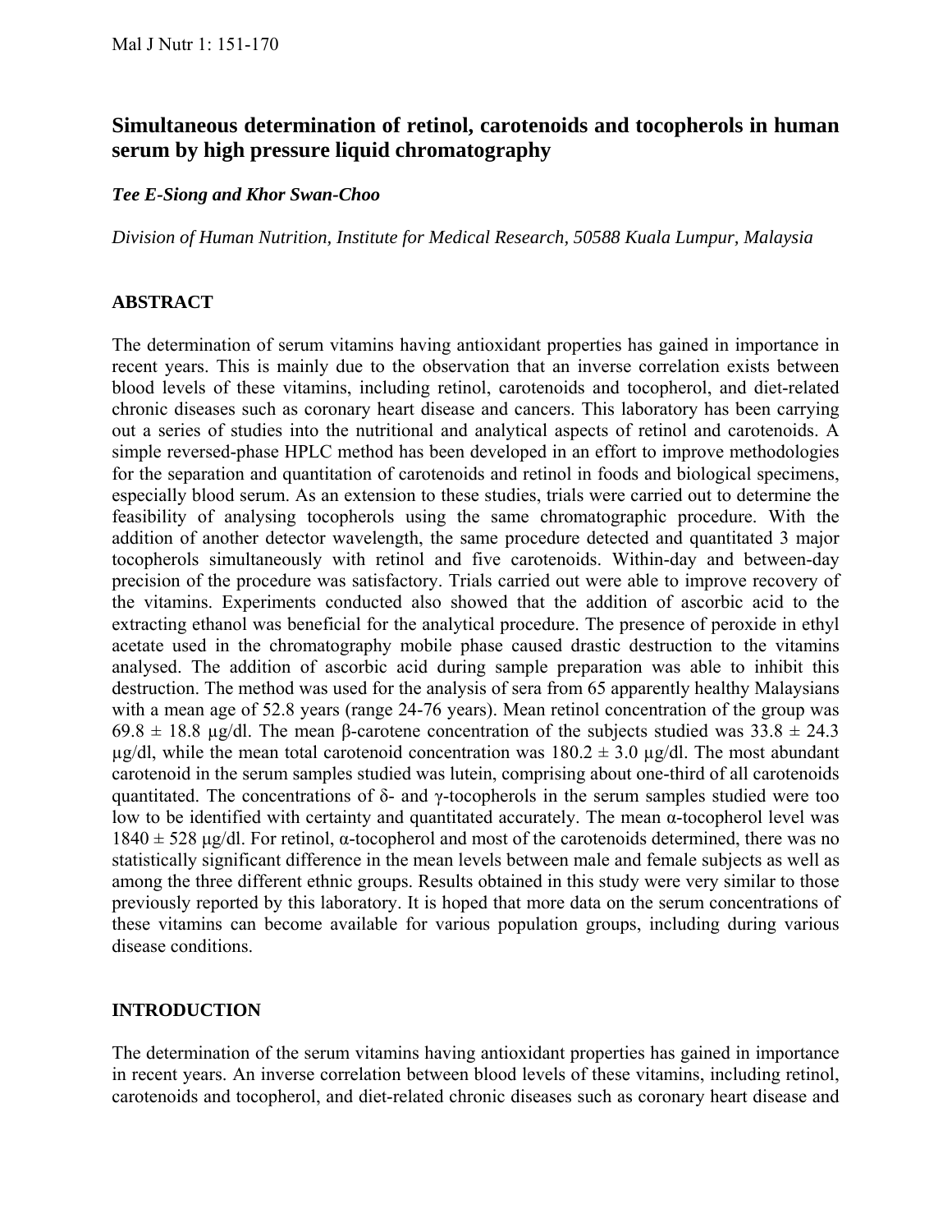# Simultaneous determination of retinol, carotenoids and tocopherols in human serum by high pressure liquid chromatography

***Tee E-Siong and Khor Swan-Choo***

*Division of Human Nutrition, Institute for Medical Research, 50588 Kuala Lumpur, Malaysia*

## ABSTRACT

The determination of serum vitamins having antioxidant properties has gained in importance in recent years. This is mainly due to the observation that an inverse correlation exists between blood levels of these vitamins, including retinol, carotenoids and tocopherol, and diet-related chronic diseases such as coronary heart disease and cancers. This laboratory has been carrying out a series of studies into the nutritional and analytical aspects of retinol and carotenoids. A simple reversed-phase HPLC method has been developed in an effort to improve methodologies for the separation and quantitation of carotenoids and retinol in foods and biological specimens, especially blood serum. As an extension to these studies, trials were carried out to determine the feasibility of analysing tocopherols using the same chromatographic procedure. With the addition of another detector wavelength, the same procedure detected and quantitated 3 major tocopherols simultaneously with retinol and five carotenoids. Within-day and between-day precision of the procedure was satisfactory. Trials carried out were able to improve recovery of the vitamins. Experiments conducted also showed that the addition of ascorbic acid to the extracting ethanol was beneficial for the analytical procedure. The presence of peroxide in ethyl acetate used in the chromatography mobile phase caused drastic destruction to the vitamins analysed. The addition of ascorbic acid during sample preparation was able to inhibit this destruction. The method was used for the analysis of sera from 65 apparently healthy Malaysians with a mean age of 52.8 years (range 24-76 years). Mean retinol concentration of the group was 69.8 ± 18.8 μg/dl. The mean β-carotene concentration of the subjects studied was 33.8 ± 24.3 μg/dl, while the mean total carotenoid concentration was 180.2 ± 3.0 μg/dl. The most abundant carotenoid in the serum samples studied was lutein, comprising about one-third of all carotenoids quantitated. The concentrations of δ- and γ-tocopherols in the serum samples studied were too low to be identified with certainty and quantitated accurately. The mean α-tocopherol level was 1840 ± 528 μg/dl. For retinol, α-tocopherol and most of the carotenoids determined, there was no statistically significant difference in the mean levels between male and female subjects as well as among the three different ethnic groups. Results obtained in this study were very similar to those previously reported by this laboratory. It is hoped that more data on the serum concentrations of these vitamins can become available for various population groups, including during various disease conditions.

## INTRODUCTION

The determination of the serum vitamins having antioxidant properties has gained in importance in recent years. An inverse correlation between blood levels of these vitamins, including retinol, carotenoids and tocopherol, and diet-related chronic diseases such as coronary heart disease and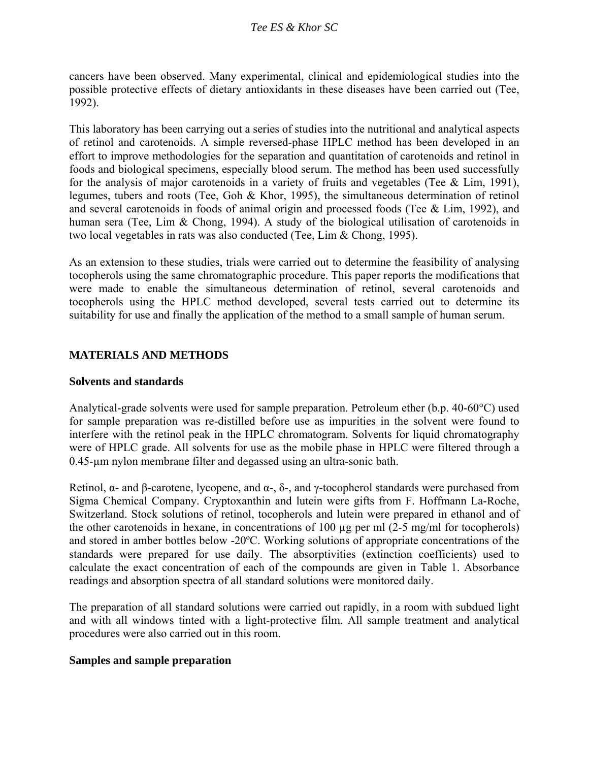cancers have been observed. Many experimental, clinical and epidemiological studies into the possible protective effects of dietary antioxidants in these diseases have been carried out (Tee, 1992).

This laboratory has been carrying out a series of studies into the nutritional and analytical aspects of retinol and carotenoids. A simple reversed-phase HPLC method has been developed in an effort to improve methodologies for the separation and quantitation of carotenoids and retinol in foods and biological specimens, especially blood serum. The method has been used successfully for the analysis of major carotenoids in a variety of fruits and vegetables (Tee & Lim, 1991), legumes, tubers and roots (Tee, Goh & Khor, 1995), the simultaneous determination of retinol and several carotenoids in foods of animal origin and processed foods (Tee & Lim, 1992), and human sera (Tee, Lim & Chong, 1994). A study of the biological utilisation of carotenoids in two local vegetables in rats was also conducted (Tee, Lim & Chong, 1995).

As an extension to these studies, trials were carried out to determine the feasibility of analysing tocopherols using the same chromatographic procedure. This paper reports the modifications that were made to enable the simultaneous determination of retinol, several carotenoids and tocopherols using the HPLC method developed, several tests carried out to determine its suitability for use and finally the application of the method to a small sample of human serum.

## MATERIALS AND METHODS

### Solvents and standards

Analytical-grade solvents were used for sample preparation. Petroleum ether (b.p. 40-60°C) used for sample preparation was re-distilled before use as impurities in the solvent were found to interfere with the retinol peak in the HPLC chromatogram. Solvents for liquid chromatography were of HPLC grade. All solvents for use as the mobile phase in HPLC were filtered through a 0.45-µm nylon membrane filter and degassed using an ultra-sonic bath.

Retinol, α- and β-carotene, lycopene, and α-, δ-, and γ-tocopherol standards were purchased from Sigma Chemical Company. Cryptoxanthin and lutein were gifts from F. Hoffmann La-Roche, Switzerland. Stock solutions of retinol, tocopherols and lutein were prepared in ethanol and of the other carotenoids in hexane, in concentrations of 100 µg per ml (2-5 mg/ml for tocopherols) and stored in amber bottles below -20ºC. Working solutions of appropriate concentrations of the standards were prepared for use daily. The absorptivities (extinction coefficients) used to calculate the exact concentration of each of the compounds are given in Table 1. Absorbance readings and absorption spectra of all standard solutions were monitored daily.

The preparation of all standard solutions were carried out rapidly, in a room with subdued light and with all windows tinted with a light-protective film. All sample treatment and analytical procedures were also carried out in this room.

### Samples and sample preparation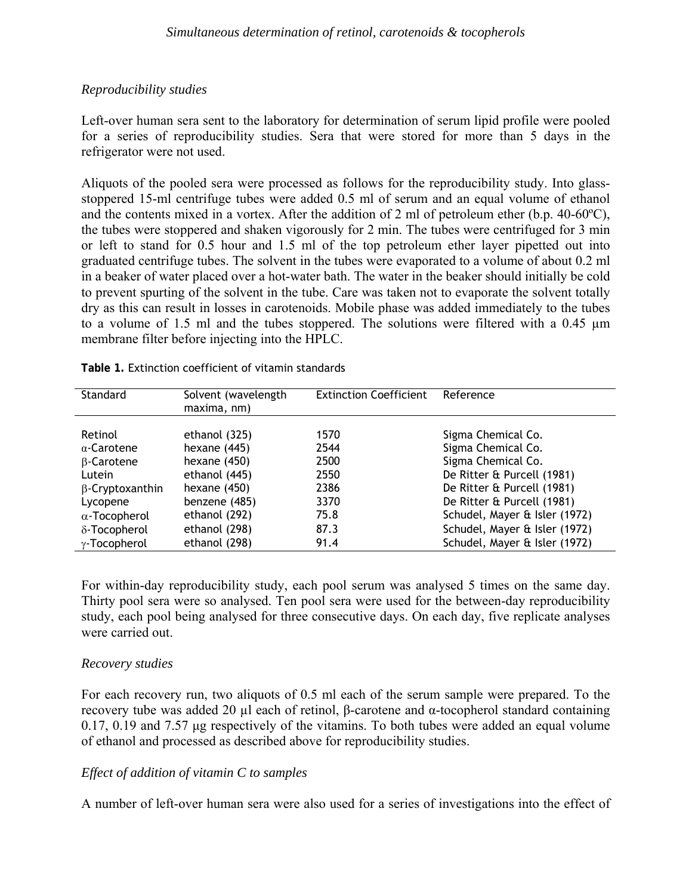*Reproducibility studies*

Left-over human sera sent to the laboratory for determination of serum lipid profile were pooled for a series of reproducibility studies. Sera that were stored for more than 5 days in the refrigerator were not used.

Aliquots of the pooled sera were processed as follows for the reproducibility study. Into glass-stoppered 15-ml centrifuge tubes were added 0.5 ml of serum and an equal volume of ethanol and the contents mixed in a vortex. After the addition of 2 ml of petroleum ether (b.p. 40-60ºC), the tubes were stoppered and shaken vigorously for 2 min. The tubes were centrifuged for 3 min or left to stand for 0.5 hour and 1.5 ml of the top petroleum ether layer pipetted out into graduated centrifuge tubes. The solvent in the tubes were evaporated to a volume of about 0.2 ml in a beaker of water placed over a hot-water bath. The water in the beaker should initially be cold to prevent spurting of the solvent in the tube. Care was taken not to evaporate the solvent totally dry as this can result in losses in carotenoids. Mobile phase was added immediately to the tubes to a volume of 1.5 ml and the tubes stoppered. The solutions were filtered with a 0.45 µm membrane filter before injecting into the HPLC.

**Table 1.** Extinction coefficient of vitamin standards

| Standard | Solvent (wavelength maxima, nm) | Extinction Coefficient | Reference |
|---|---|---|---|
| Retinol | ethanol (325) | 1570 | Sigma Chemical Co. |
| α-Carotene | hexane (445) | 2544 | Sigma Chemical Co. |
| β-Carotene | hexane (450) | 2500 | Sigma Chemical Co. |
| Lutein | ethanol (445) | 2550 | De Ritter & Purcell (1981) |
| β-Cryptoxanthin | hexane (450) | 2386 | De Ritter & Purcell (1981) |
| Lycopene | benzene (485) | 3370 | De Ritter & Purcell (1981) |
| α-Tocopherol | ethanol (292) | 75.8 | Schudel, Mayer & Isler (1972) |
| δ-Tocopherol | ethanol (298) | 87.3 | Schudel, Mayer & Isler (1972) |
| γ-Tocopherol | ethanol (298) | 91.4 | Schudel, Mayer & Isler (1972) |

For within-day reproducibility study, each pool serum was analysed 5 times on the same day. Thirty pool sera were so analysed. Ten pool sera were used for the between-day reproducibility study, each pool being analysed for three consecutive days. On each day, five replicate analyses were carried out.

*Recovery studies*

For each recovery run, two aliquots of 0.5 ml each of the serum sample were prepared. To the recovery tube was added 20 µl each of retinol, β-carotene and α-tocopherol standard containing 0.17, 0.19 and 7.57 µg respectively of the vitamins. To both tubes were added an equal volume of ethanol and processed as described above for reproducibility studies.

*Effect of addition of vitamin C to samples*

A number of left-over human sera were also used for a series of investigations into the effect of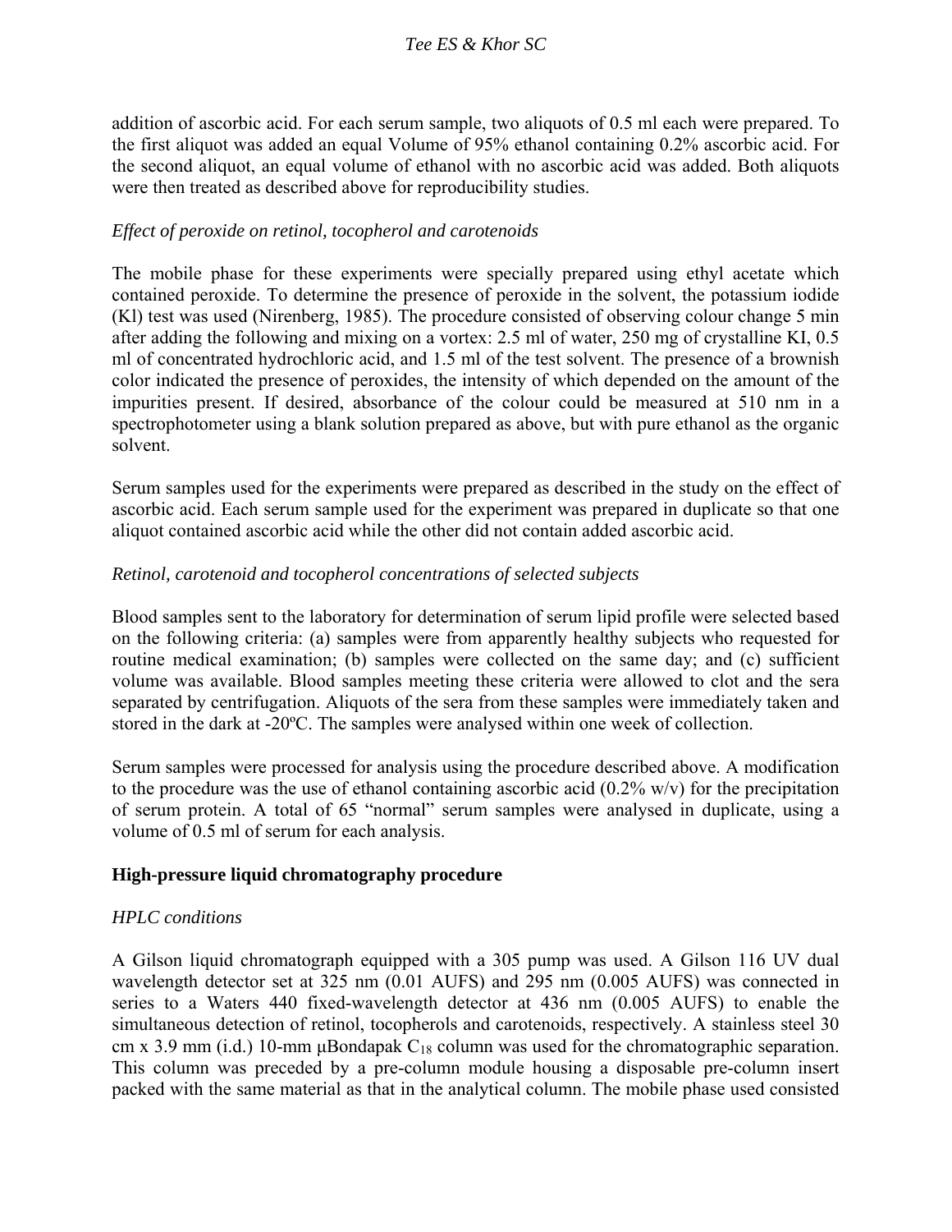addition of ascorbic acid. For each serum sample, two aliquots of 0.5 ml each were prepared. To the first aliquot was added an equal Volume of 95% ethanol containing 0.2% ascorbic acid. For the second aliquot, an equal volume of ethanol with no ascorbic acid was added. Both aliquots were then treated as described above for reproducibility studies.

*Effect of peroxide on retinol, tocopherol and carotenoids*

The mobile phase for these experiments were specially prepared using ethyl acetate which contained peroxide. To determine the presence of peroxide in the solvent, the potassium iodide (Kl) test was used (Nirenberg, 1985). The procedure consisted of observing colour change 5 min after adding the following and mixing on a vortex: 2.5 ml of water, 250 mg of crystalline KI, 0.5 ml of concentrated hydrochloric acid, and 1.5 ml of the test solvent. The presence of a brownish color indicated the presence of peroxides, the intensity of which depended on the amount of the impurities present. If desired, absorbance of the colour could be measured at 510 nm in a spectrophotometer using a blank solution prepared as above, but with pure ethanol as the organic solvent.

Serum samples used for the experiments were prepared as described in the study on the effect of ascorbic acid. Each serum sample used for the experiment was prepared in duplicate so that one aliquot contained ascorbic acid while the other did not contain added ascorbic acid.

*Retinol, carotenoid and tocopherol concentrations of selected subjects*

Blood samples sent to the laboratory for determination of serum lipid profile were selected based on the following criteria: (a) samples were from apparently healthy subjects who requested for routine medical examination; (b) samples were collected on the same day; and (c) sufficient volume was available. Blood samples meeting these criteria were allowed to clot and the sera separated by centrifugation. Aliquots of the sera from these samples were immediately taken and stored in the dark at -20ºC. The samples were analysed within one week of collection.

Serum samples were processed for analysis using the procedure described above. A modification to the procedure was the use of ethanol containing ascorbic acid (0.2% w/v) for the precipitation of serum protein. A total of 65 "normal" serum samples were analysed in duplicate, using a volume of 0.5 ml of serum for each analysis.

**High-pressure liquid chromatography procedure**

*HPLC conditions*

A Gilson liquid chromatograph equipped with a 305 pump was used. A Gilson 116 UV dual wavelength detector set at 325 nm (0.01 AUFS) and 295 nm (0.005 AUFS) was connected in series to a Waters 440 fixed-wavelength detector at 436 nm (0.005 AUFS) to enable the simultaneous detection of retinol, tocopherols and carotenoids, respectively. A stainless steel 30 cm x 3.9 mm (i.d.) 10-mm μBondapak $C_{18}$ column was used for the chromatographic separation. This column was preceded by a pre-column module housing a disposable pre-column insert packed with the same material as that in the analytical column. The mobile phase used consisted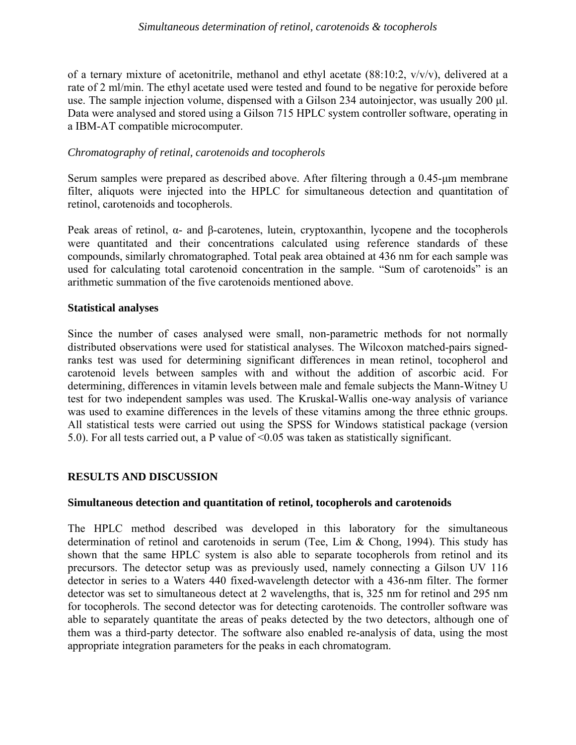of a ternary mixture of acetonitrile, methanol and ethyl acetate (88:10:2, v/v/v), delivered at a rate of 2 ml/min. The ethyl acetate used were tested and found to be negative for peroxide before use. The sample injection volume, dispensed with a Gilson 234 autoinjector, was usually 200 µl. Data were analysed and stored using a Gilson 715 HPLC system controller software, operating in a IBM-AT compatible microcomputer.

*Chromatography of retinal, carotenoids and tocopherols*

Serum samples were prepared as described above. After filtering through a 0.45-µm membrane filter, aliquots were injected into the HPLC for simultaneous detection and quantitation of retinol, carotenoids and tocopherols.

Peak areas of retinol, α- and β-carotenes, lutein, cryptoxanthin, lycopene and the tocopherols were quantitated and their concentrations calculated using reference standards of these compounds, similarly chromatographed. Total peak area obtained at 436 nm for each sample was used for calculating total carotenoid concentration in the sample. "Sum of carotenoids" is an arithmetic summation of the five carotenoids mentioned above.

**Statistical analyses**

Since the number of cases analysed were small, non-parametric methods for not normally distributed observations were used for statistical analyses. The Wilcoxon matched-pairs signed-ranks test was used for determining significant differences in mean retinol, tocopherol and carotenoid levels between samples with and without the addition of ascorbic acid. For determining, differences in vitamin levels between male and female subjects the Mann-Witney U test for two independent samples was used. The Kruskal-Wallis one-way analysis of variance was used to examine differences in the levels of these vitamins among the three ethnic groups. All statistical tests were carried out using the SPSS for Windows statistical package (version 5.0). For all tests carried out, a P value of <0.05 was taken as statistically significant.

## RESULTS AND DISCUSSION

**Simultaneous detection and quantitation of retinol, tocopherols and carotenoids**

The HPLC method described was developed in this laboratory for the simultaneous determination of retinol and carotenoids in serum (Tee, Lim & Chong, 1994). This study has shown that the same HPLC system is also able to separate tocopherols from retinol and its precursors. The detector setup was as previously used, namely connecting a Gilson UV 116 detector in series to a Waters 440 fixed-wavelength detector with a 436-nm filter. The former detector was set to simultaneous detect at 2 wavelengths, that is, 325 nm for retinol and 295 nm for tocopherols. The second detector was for detecting carotenoids. The controller software was able to separately quantitate the areas of peaks detected by the two detectors, although one of them was a third-party detector. The software also enabled re-analysis of data, using the most appropriate integration parameters for the peaks in each chromatogram.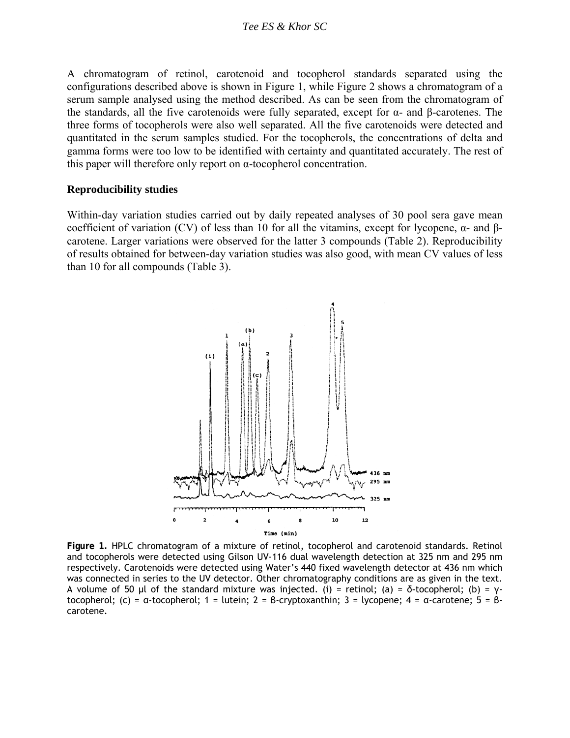A chromatogram of retinol, carotenoid and tocopherol standards separated using the configurations described above is shown in Figure 1, while Figure 2 shows a chromatogram of a serum sample analysed using the method described. As can be seen from the chromatogram of the standards, all the five carotenoids were fully separated, except for α- and β-carotenes. The three forms of tocopherols were also well separated. All the five carotenoids were detected and quantitated in the serum samples studied. For the tocopherols, the concentrations of delta and gamma forms were too low to be identified with certainty and quantitated accurately. The rest of this paper will therefore only report on α-tocopherol concentration.

### Reproducibility studies

Within-day variation studies carried out by daily repeated analyses of 30 pool sera gave mean coefficient of variation (CV) of less than 10 for all the vitamins, except for lycopene, α- and β-carotene. Larger variations were observed for the latter 3 compounds (Table 2). Reproducibility of results obtained for between-day variation studies was also good, with mean CV values of less than 10 for all compounds (Table 3).

**Figure 1.** HPLC chromatogram of a mixture of retinol, tocopherol and carotenoid standards. Retinol and tocopherols were detected using Gilson UV-116 dual wavelength detection at 325 nm and 295 nm respectively. Carotenoids were detected using Water's 440 fixed wavelength detector at 436 nm which was connected in series to the UV detector. Other chromatography conditions are as given in the text. A volume of 50 µl of the standard mixture was injected. (i) = retinol; (a) = δ-tocopherol; (b) = γ-tocopherol; (c) = α-tocopherol; 1 = lutein; 2 = ß-cryptoxanthin; 3 = lycopene; 4 = α-carotene; 5 = ß-carotene.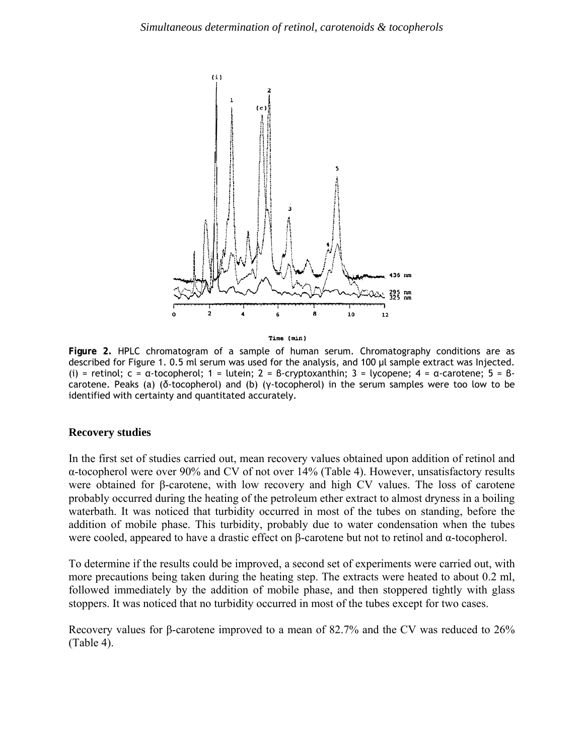**Figure 2.** HPLC chromatogram of a sample of human serum. Chromatography conditions are as described for Figure 1. 0.5 ml serum was used for the analysis, and 100 µl sample extract was Injected. (i) = retinol; c = α-tocopherol; 1 = lutein; 2 = β-cryptoxanthin; 3 = lycopene; 4 = α-carotene; 5 = β-carotene. Peaks (a) (δ-tocopherol) and (b) (γ-tocopherol) in the serum samples were too low to be identified with certainty and quantitated accurately.

### Recovery studies

In the first set of studies carried out, mean recovery values obtained upon addition of retinol and α-tocopherol were over 90% and CV of not over 14% (Table 4). However, unsatisfactory results were obtained for β-carotene, with low recovery and high CV values. The loss of carotene probably occurred during the heating of the petroleum ether extract to almost dryness in a boiling waterbath. It was noticed that turbidity occurred in most of the tubes on standing, before the addition of mobile phase. This turbidity, probably due to water condensation when the tubes were cooled, appeared to have a drastic effect on β-carotene but not to retinol and α-tocopherol.

To determine if the results could be improved, a second set of experiments were carried out, with more precautions being taken during the heating step. The extracts were heated to about 0.2 ml, followed immediately by the addition of mobile phase, and then stoppered tightly with glass stoppers. It was noticed that no turbidity occurred in most of the tubes except for two cases.

Recovery values for β-carotene improved to a mean of 82.7% and the CV was reduced to 26% (Table 4).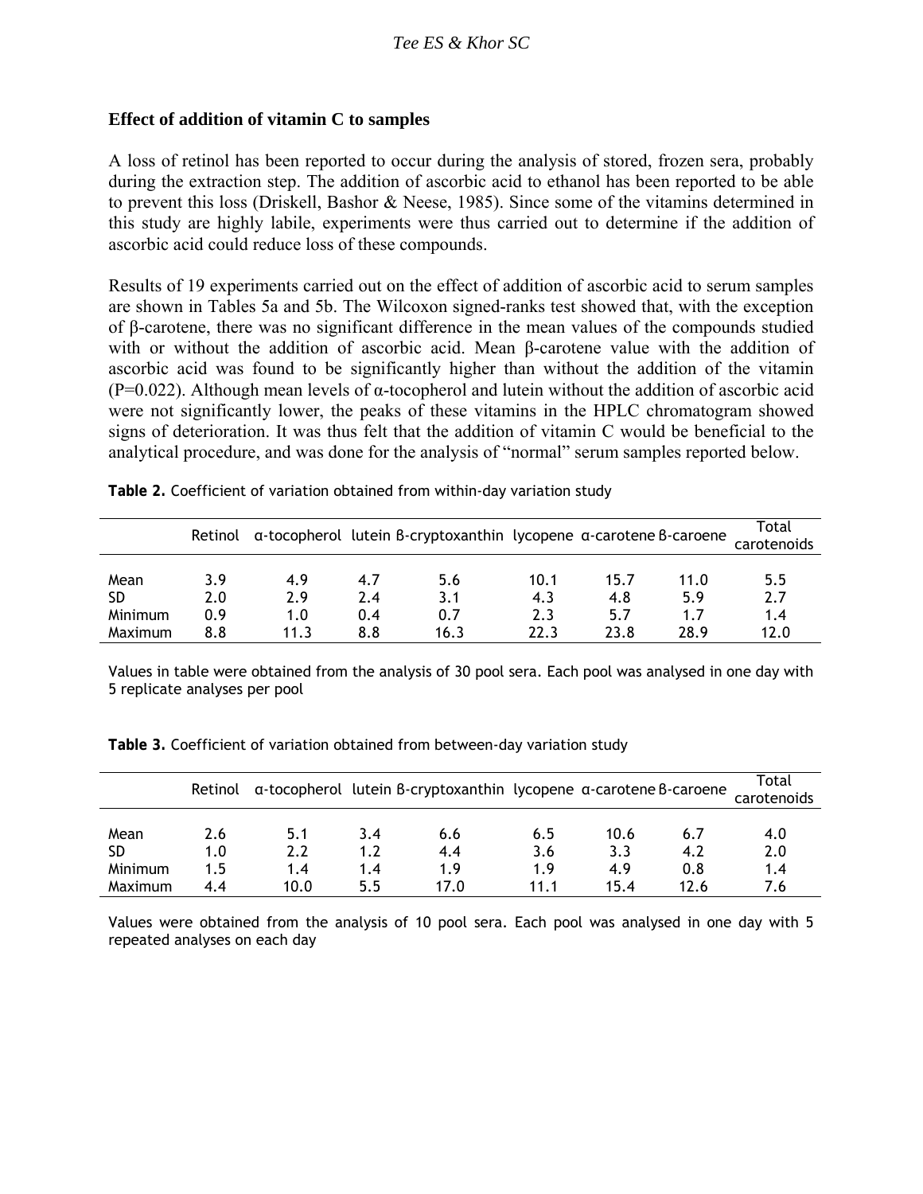### Effect of addition of vitamin C to samples

A loss of retinol has been reported to occur during the analysis of stored, frozen sera, probably during the extraction step. The addition of ascorbic acid to ethanol has been reported to be able to prevent this loss (Driskell, Bashor & Neese, 1985). Since some of the vitamins determined in this study are highly labile, experiments were thus carried out to determine if the addition of ascorbic acid could reduce loss of these compounds.

Results of 19 experiments carried out on the effect of addition of ascorbic acid to serum samples are shown in Tables 5a and 5b. The Wilcoxon signed-ranks test showed that, with the exception of β-carotene, there was no significant difference in the mean values of the compounds studied with or without the addition of ascorbic acid. Mean β-carotene value with the addition of ascorbic acid was found to be significantly higher than without the addition of the vitamin ($P=0.022$). Although mean levels of α-tocopherol and lutein without the addition of ascorbic acid were not significantly lower, the peaks of these vitamins in the HPLC chromatogram showed signs of deterioration. It was thus felt that the addition of vitamin C would be beneficial to the analytical procedure, and was done for the analysis of "normal" serum samples reported below.

**Table 2.** Coefficient of variation obtained from within-day variation study

| | Retinol | α-tocopherol | lutein | β-cryptoxanthin | lycopene | α-carotene | β-caroene | Total carotenoids |
|---|---|---|---|---|---|---|---|---|
| Mean | 3.9 | 4.9 | 4.7 | 5.6 | 10.1 | 15.7 | 11.0 | 5.5 |
| SD | 2.0 | 2.9 | 2.4 | 3.1 | 4.3 | 4.8 | 5.9 | 2.7 |
| Minimum | 0.9 | 1.0 | 0.4 | 0.7 | 2.3 | 5.7 | 1.7 | 1.4 |
| Maximum | 8.8 | 11.3 | 8.8 | 16.3 | 22.3 | 23.8 | 28.9 | 12.0 |

Values in table were obtained from the analysis of 30 pool sera. Each pool was analysed in one day with 5 replicate analyses per pool

**Table 3.** Coefficient of variation obtained from between-day variation study

| | Retinol | α-tocopherol | lutein | β-cryptoxanthin | lycopene | α-carotene | β-caroene | Total carotenoids |
|---|---|---|---|---|---|---|---|---|
| Mean | 2.6 | 5.1 | 3.4 | 6.6 | 6.5 | 10.6 | 6.7 | 4.0 |
| SD | 1.0 | 2.2 | 1.2 | 4.4 | 3.6 | 3.3 | 4.2 | 2.0 |
| Minimum | 1.5 | 1.4 | 1.4 | 1.9 | 1.9 | 4.9 | 0.8 | 1.4 |
| Maximum | 4.4 | 10.0 | 5.5 | 17.0 | 11.1 | 15.4 | 12.6 | 7.6 |

Values were obtained from the analysis of 10 pool sera. Each pool was analysed in one day with 5 repeated analyses on each day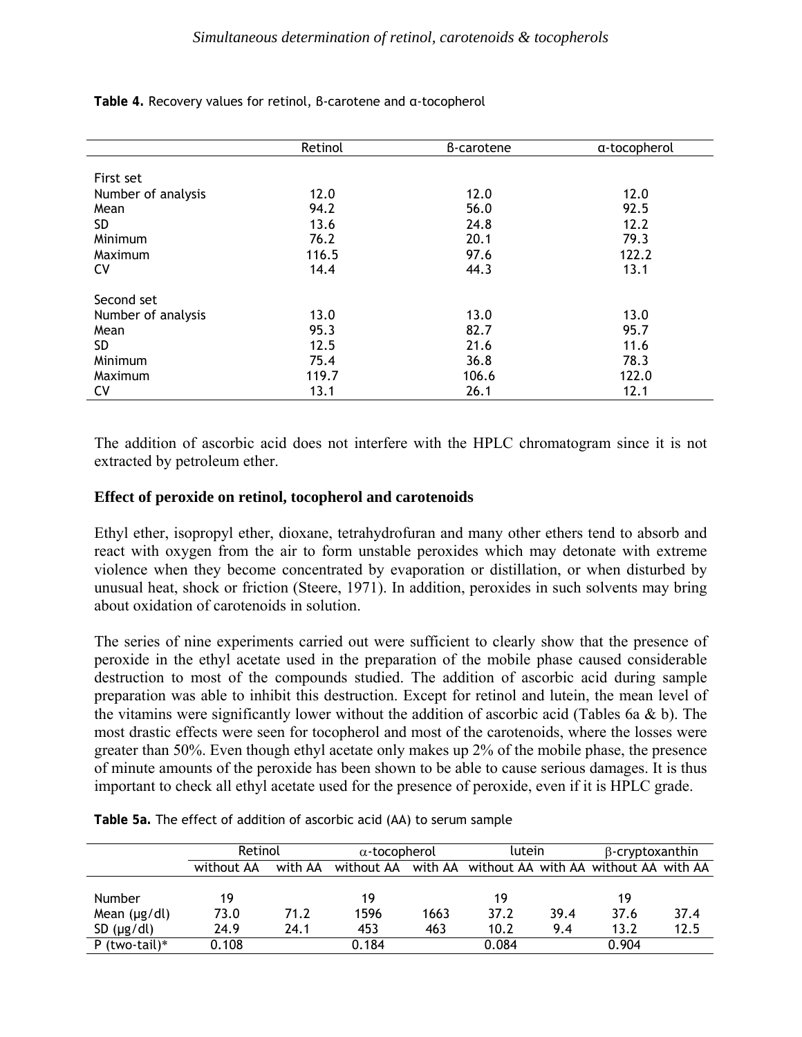**Table 4.** Recovery values for retinol, β-carotene and α-tocopherol

| | Retinol | β-carotene | α-tocopherol |
|---|---|---|---|
| First set | | | |
| Number of analysis | 12.0 | 12.0 | 12.0 |
| Mean | 94.2 | 56.0 | 92.5 |
| SD | 13.6 | 24.8 | 12.2 |
| Minimum | 76.2 | 20.1 | 79.3 |
| Maximum | 116.5 | 97.6 | 122.2 |
| CV | 14.4 | 44.3 | 13.1 |
| Second set | | | |
| Number of analysis | 13.0 | 13.0 | 13.0 |
| Mean | 95.3 | 82.7 | 95.7 |
| SD | 12.5 | 21.6 | 11.6 |
| Minimum | 75.4 | 36.8 | 78.3 |
| Maximum | 119.7 | 106.6 | 122.0 |
| CV | 13.1 | 26.1 | 12.1 |

The addition of ascorbic acid does not interfere with the HPLC chromatogram since it is not extracted by petroleum ether.

## Effect of peroxide on retinol, tocopherol and carotenoids

Ethyl ether, isopropyl ether, dioxane, tetrahydrofuran and many other ethers tend to absorb and react with oxygen from the air to form unstable peroxides which may detonate with extreme violence when they become concentrated by evaporation or distillation, or when disturbed by unusual heat, shock or friction (Steere, 1971). In addition, peroxides in such solvents may bring about oxidation of carotenoids in solution.

The series of nine experiments carried out were sufficient to clearly show that the presence of peroxide in the ethyl acetate used in the preparation of the mobile phase caused considerable destruction to most of the compounds studied. The addition of ascorbic acid during sample preparation was able to inhibit this destruction. Except for retinol and lutein, the mean level of the vitamins were significantly lower without the addition of ascorbic acid (Tables 6a & b). The most drastic effects were seen for tocopherol and most of the carotenoids, where the losses were greater than 50%. Even though ethyl acetate only makes up 2% of the mobile phase, the presence of minute amounts of the peroxide has been shown to be able to cause serious damages. It is thus important to check all ethyl acetate used for the presence of peroxide, even if it is HPLC grade.

**Table 5a.** The effect of addition of ascorbic acid (AA) to serum sample

| | Retinol | | α-tocopherol | | lutein | | β-cryptoxanthin | |
|---|---|---|---|---|---|---|---|---|
| | without AA | with AA | without AA | with AA | without AA | with AA | without AA | with AA |
| Number | 19 | | 19 | | 19 | | 19 | |
| Mean (μg/dl) | 73.0 | 71.2 | 1596 | 1663 | 37.2 | 39.4 | 37.6 | 37.4 |
| SD (μg/dl) | 24.9 | 24.1 | 453 | 463 | 10.2 | 9.4 | 13.2 | 12.5 |
| P (two-tail)* | 0.108 | | 0.184 | | 0.084 | | 0.904 | |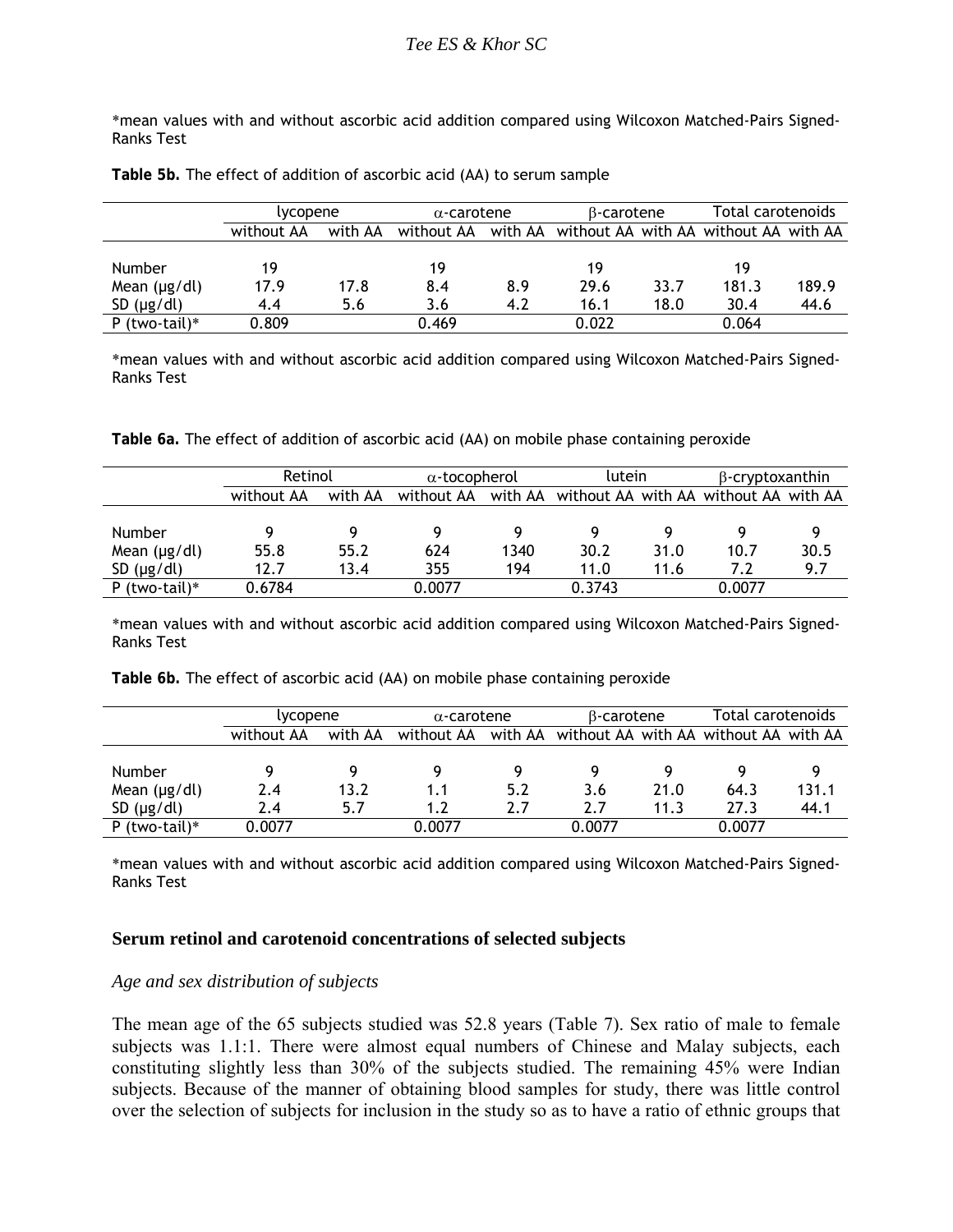*mean values with and without ascorbic acid addition compared using Wilcoxon Matched-Pairs Signed-Ranks Test

**Table 5b.** The effect of addition of ascorbic acid (AA) to serum sample

| | lycopene | | α-carotene | | β-carotene | | Total carotenoids | |
|---|---|---|---|---|---|---|---|---|
| | without AA | with AA | without AA | with AA | without AA | with AA | without AA | with AA |
| Number | 19 | | 19 | | 19 | | 19 | |
| Mean (µg/dl) | 17.9 | 17.8 | 8.4 | 8.9 | 29.6 | 33.7 | 181.3 | 189.9 |
| SD (µg/dl) | 4.4 | 5.6 | 3.6 | 4.2 | 16.1 | 18.0 | 30.4 | 44.6 |
| P (two-tail)* | 0.809 | | 0.469 | | 0.022 | | 0.064 | |

*mean values with and without ascorbic acid addition compared using Wilcoxon Matched-Pairs Signed-Ranks Test

**Table 6a.** The effect of addition of ascorbic acid (AA) on mobile phase containing peroxide

| | Retinol | | α-tocopherol | | lutein | | β-cryptoxanthin | |
|---|---|---|---|---|---|---|---|---|
| | without AA | with AA | without AA | with AA | without AA | with AA | without AA | with AA |
| Number | 9 | 9 | 9 | 9 | 9 | 9 | 9 | 9 |
| Mean (µg/dl) | 55.8 | 55.2 | 624 | 1340 | 30.2 | 31.0 | 10.7 | 30.5 |
| SD (µg/dl) | 12.7 | 13.4 | 355 | 194 | 11.0 | 11.6 | 7.2 | 9.7 |
| P (two-tail)* | 0.6784 | | 0.0077 | | 0.3743 | | 0.0077 | |

*mean values with and without ascorbic acid addition compared using Wilcoxon Matched-Pairs Signed-Ranks Test

**Table 6b.** The effect of ascorbic acid (AA) on mobile phase containing peroxide

| | lycopene | | α-carotene | | β-carotene | | Total carotenoids | |
|---|---|---|---|---|---|---|---|---|
| | without AA | with AA | without AA | with AA | without AA | with AA | without AA | with AA |
| Number | 9 | 9 | 9 | 9 | 9 | 9 | 9 | 9 |
| Mean (µg/dl) | 2.4 | 13.2 | 1.1 | 5.2 | 3.6 | 21.0 | 64.3 | 131.1 |
| SD (µg/dl) | 2.4 | 5.7 | 1.2 | 2.7 | 2.7 | 11.3 | 27.3 | 44.1 |
| P (two-tail)* | 0.0077 | | 0.0077 | | 0.0077 | | 0.0077 | |

*mean values with and without ascorbic acid addition compared using Wilcoxon Matched-Pairs Signed-Ranks Test

## Serum retinol and carotenoid concentrations of selected subjects

### *Age and sex distribution of subjects*

The mean age of the 65 subjects studied was 52.8 years (Table 7). Sex ratio of male to female subjects was 1.1:1. There were almost equal numbers of Chinese and Malay subjects, each constituting slightly less than 30% of the subjects studied. The remaining 45% were Indian subjects. Because of the manner of obtaining blood samples for study, there was little control over the selection of subjects for inclusion in the study so as to have a ratio of ethnic groups that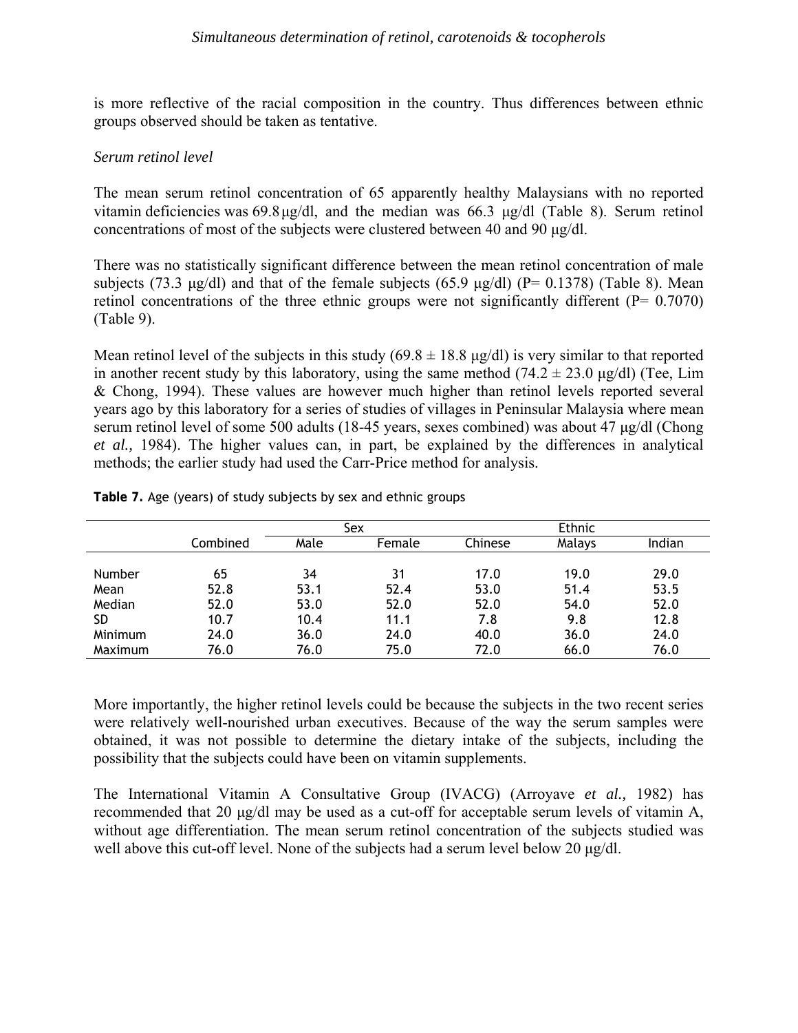is more reflective of the racial composition in the country. Thus differences between ethnic groups observed should be taken as tentative.

*Serum retinol level*

The mean serum retinol concentration of 65 apparently healthy Malaysians with no reported vitamin deficiencies was 69.8 μg/dl, and the median was 66.3 μg/dl (Table 8). Serum retinol concentrations of most of the subjects were clustered between 40 and 90 μg/dl.

There was no statistically significant difference between the mean retinol concentration of male subjects (73.3 μg/dl) and that of the female subjects (65.9 μg/dl) (P= 0.1378) (Table 8). Mean retinol concentrations of the three ethnic groups were not significantly different (P= 0.7070) (Table 9).

Mean retinol level of the subjects in this study (69.8 ± 18.8 μg/dl) is very similar to that reported in another recent study by this laboratory, using the same method (74.2 ± 23.0 μg/dl) (Tee, Lim & Chong, 1994). These values are however much higher than retinol levels reported several years ago by this laboratory for a series of studies of villages in Peninsular Malaysia where mean serum retinol level of some 500 adults (18-45 years, sexes combined) was about 47 μg/dl (Chong *et al.,* 1984). The higher values can, in part, be explained by the differences in analytical methods; the earlier study had used the Carr-Price method for analysis.

**Table 7.** Age (years) of study subjects by sex and ethnic groups

| | | Sex | | Ethnic | | |
|---|---|---|---|---|---|---|
| | Combined | Male | Female | Chinese | Malays | Indian |
| Number | 65 | 34 | 31 | 17.0 | 19.0 | 29.0 |
| Mean | 52.8 | 53.1 | 52.4 | 53.0 | 51.4 | 53.5 |
| Median | 52.0 | 53.0 | 52.0 | 52.0 | 54.0 | 52.0 |
| SD | 10.7 | 10.4 | 11.1 | 7.8 | 9.8 | 12.8 |
| Minimum | 24.0 | 36.0 | 24.0 | 40.0 | 36.0 | 24.0 |
| Maximum | 76.0 | 76.0 | 75.0 | 72.0 | 66.0 | 76.0 |

More importantly, the higher retinol levels could be because the subjects in the two recent series were relatively well-nourished urban executives. Because of the way the serum samples were obtained, it was not possible to determine the dietary intake of the subjects, including the possibility that the subjects could have been on vitamin supplements.

The International Vitamin A Consultative Group (IVACG) (Arroyave *et al.,* 1982) has recommended that 20 μg/dl may be used as a cut-off for acceptable serum levels of vitamin A, without age differentiation. The mean serum retinol concentration of the subjects studied was well above this cut-off level. None of the subjects had a serum level below 20 μg/dl.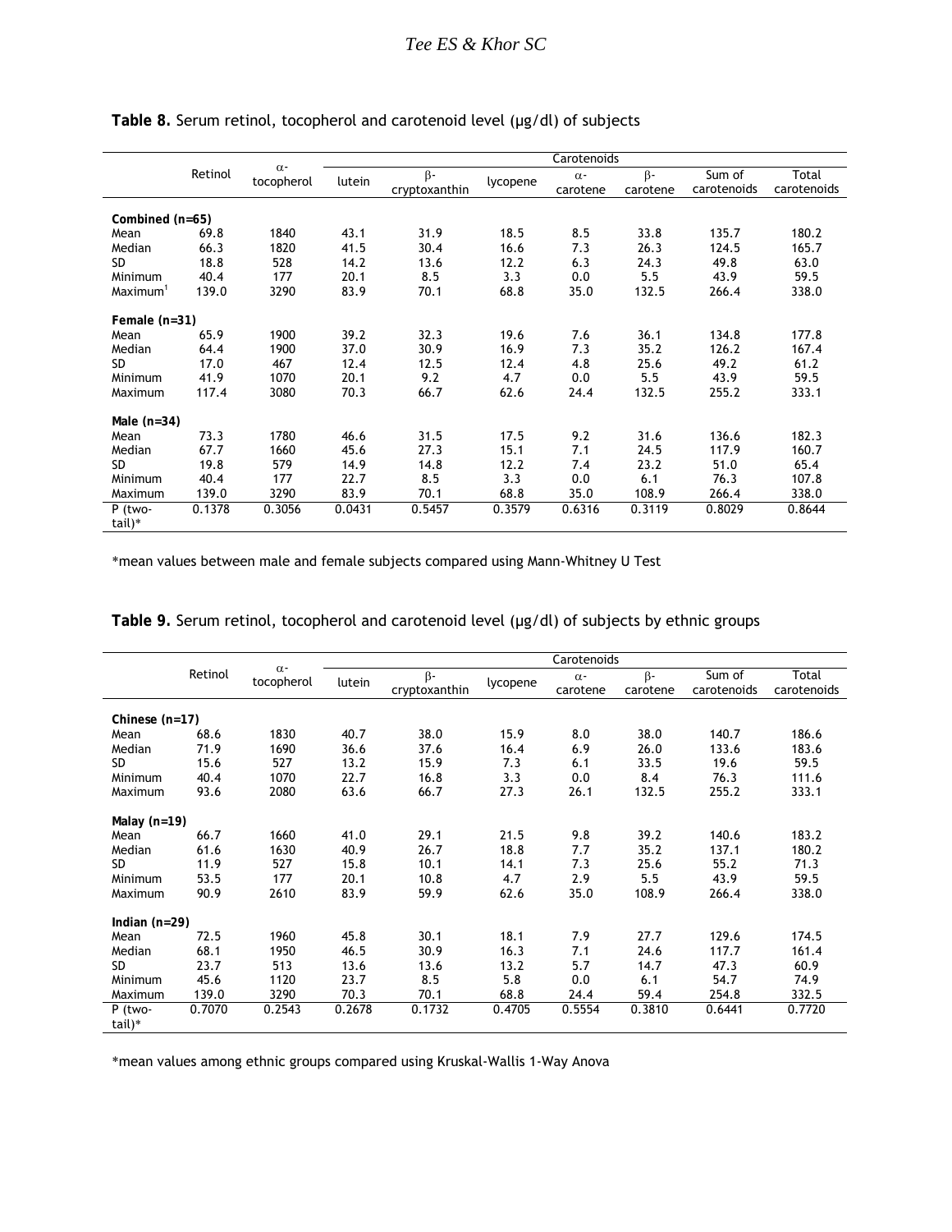**Table 8.** Serum retinol, tocopherol and carotenoid level (µg/dl) of subjects

| | Retinol | α-tocopherol | Carotenoids | | | | | | |
|---|---|---|---|---|---|---|---|---|---|
| | | | lutein | β-cryptoxanthin | lycopene | α-carotene | β-carotene | Sum of carotenoids | Total carotenoids |
| **Combined (n=65)** | | | | | | | | | |
| Mean | 69.8 | 1840 | 43.1 | 31.9 | 18.5 | 8.5 | 33.8 | 135.7 | 180.2 |
| Median | 66.3 | 1820 | 41.5 | 30.4 | 16.6 | 7.3 | 26.3 | 124.5 | 165.7 |
| SD | 18.8 | 528 | 14.2 | 13.6 | 12.2 | 6.3 | 24.3 | 49.8 | 63.0 |
| Minimum | 40.4 | 177 | 20.1 | 8.5 | 3.3 | 0.0 | 5.5 | 43.9 | 59.5 |
| Maximum[1] | 139.0 | 3290 | 83.9 | 70.1 | 68.8 | 35.0 | 132.5 | 266.4 | 338.0 |
| **Female (n=31)** | | | | | | | | | |
| Mean | 65.9 | 1900 | 39.2 | 32.3 | 19.6 | 7.6 | 36.1 | 134.8 | 177.8 |
| Median | 64.4 | 1900 | 37.0 | 30.9 | 16.9 | 7.3 | 35.2 | 126.2 | 167.4 |
| SD | 17.0 | 467 | 12.4 | 12.5 | 12.4 | 4.8 | 25.6 | 49.2 | 61.2 |
| Minimum | 41.9 | 1070 | 20.1 | 9.2 | 4.7 | 0.0 | 5.5 | 43.9 | 59.5 |
| Maximum | 117.4 | 3080 | 70.3 | 66.7 | 62.6 | 24.4 | 132.5 | 255.2 | 333.1 |
| **Male (n=34)** | | | | | | | | | |
| Mean | 73.3 | 1780 | 46.6 | 31.5 | 17.5 | 9.2 | 31.6 | 136.6 | 182.3 |
| Median | 67.7 | 1660 | 45.6 | 27.3 | 15.1 | 7.1 | 24.5 | 117.9 | 160.7 |
| SD | 19.8 | 579 | 14.9 | 14.8 | 12.2 | 7.4 | 23.2 | 51.0 | 65.4 |
| Minimum | 40.4 | 177 | 22.7 | 8.5 | 3.3 | 0.0 | 6.1 | 76.3 | 107.8 |
| Maximum | 139.0 | 3290 | 83.9 | 70.1 | 68.8 | 35.0 | 108.9 | 266.4 | 338.0 |
| P (two-tail)* | 0.1378 | 0.3056 | 0.0431 | 0.5457 | 0.3579 | 0.6316 | 0.3119 | 0.8029 | 0.8644 |

*mean values between male and female subjects compared using Mann-Whitney U Test

**Table 9.** Serum retinol, tocopherol and carotenoid level (µg/dl) of subjects by ethnic groups

| | Retinol | α-tocopherol | Carotenoids | | | | | | |
|---|---|---|---|---|---|---|---|---|---|
| | | | lutein | β-cryptoxanthin | lycopene | α-carotene | β-carotene | Sum of carotenoids | Total carotenoids |
| **Chinese (n=17)** | | | | | | | | | |
| Mean | 68.6 | 1830 | 40.7 | 38.0 | 15.9 | 8.0 | 38.0 | 140.7 | 186.6 |
| Median | 71.9 | 1690 | 36.6 | 37.6 | 16.4 | 6.9 | 26.0 | 133.6 | 183.6 |
| SD | 15.6 | 527 | 13.2 | 15.9 | 7.3 | 6.1 | 33.5 | 19.6 | 59.5 |
| Minimum | 40.4 | 1070 | 22.7 | 16.8 | 3.3 | 0.0 | 8.4 | 76.3 | 111.6 |
| Maximum | 93.6 | 2080 | 63.6 | 66.7 | 27.3 | 26.1 | 132.5 | 255.2 | 333.1 |
| **Malay (n=19)** | | | | | | | | | |
| Mean | 66.7 | 1660 | 41.0 | 29.1 | 21.5 | 9.8 | 39.2 | 140.6 | 183.2 |
| Median | 61.6 | 1630 | 40.9 | 26.7 | 18.8 | 7.7 | 35.2 | 137.1 | 180.2 |
| SD | 11.9 | 527 | 15.8 | 10.1 | 14.1 | 7.3 | 25.6 | 55.2 | 71.3 |
| Minimum | 53.5 | 177 | 20.1 | 10.8 | 4.7 | 2.9 | 5.5 | 43.9 | 59.5 |
| Maximum | 90.9 | 2610 | 83.9 | 59.9 | 62.6 | 35.0 | 108.9 | 266.4 | 338.0 |
| **Indian (n=29)** | | | | | | | | | |
| Mean | 72.5 | 1960 | 45.8 | 30.1 | 18.1 | 7.9 | 27.7 | 129.6 | 174.5 |
| Median | 68.1 | 1950 | 46.5 | 30.9 | 16.3 | 7.1 | 24.6 | 117.7 | 161.4 |
| SD | 23.7 | 513 | 13.6 | 13.6 | 13.2 | 5.7 | 14.7 | 47.3 | 60.9 |
| Minimum | 45.6 | 1120 | 23.7 | 8.5 | 5.8 | 0.0 | 6.1 | 54.7 | 74.9 |
| Maximum | 139.0 | 3290 | 70.3 | 70.1 | 68.8 | 24.4 | 59.4 | 254.8 | 332.5 |
| P (two-tail)* | 0.7070 | 0.2543 | 0.2678 | 0.1732 | 0.4705 | 0.5554 | 0.3810 | 0.6441 | 0.7720 |

*mean values among ethnic groups compared using Kruskal-Wallis 1-Way Anova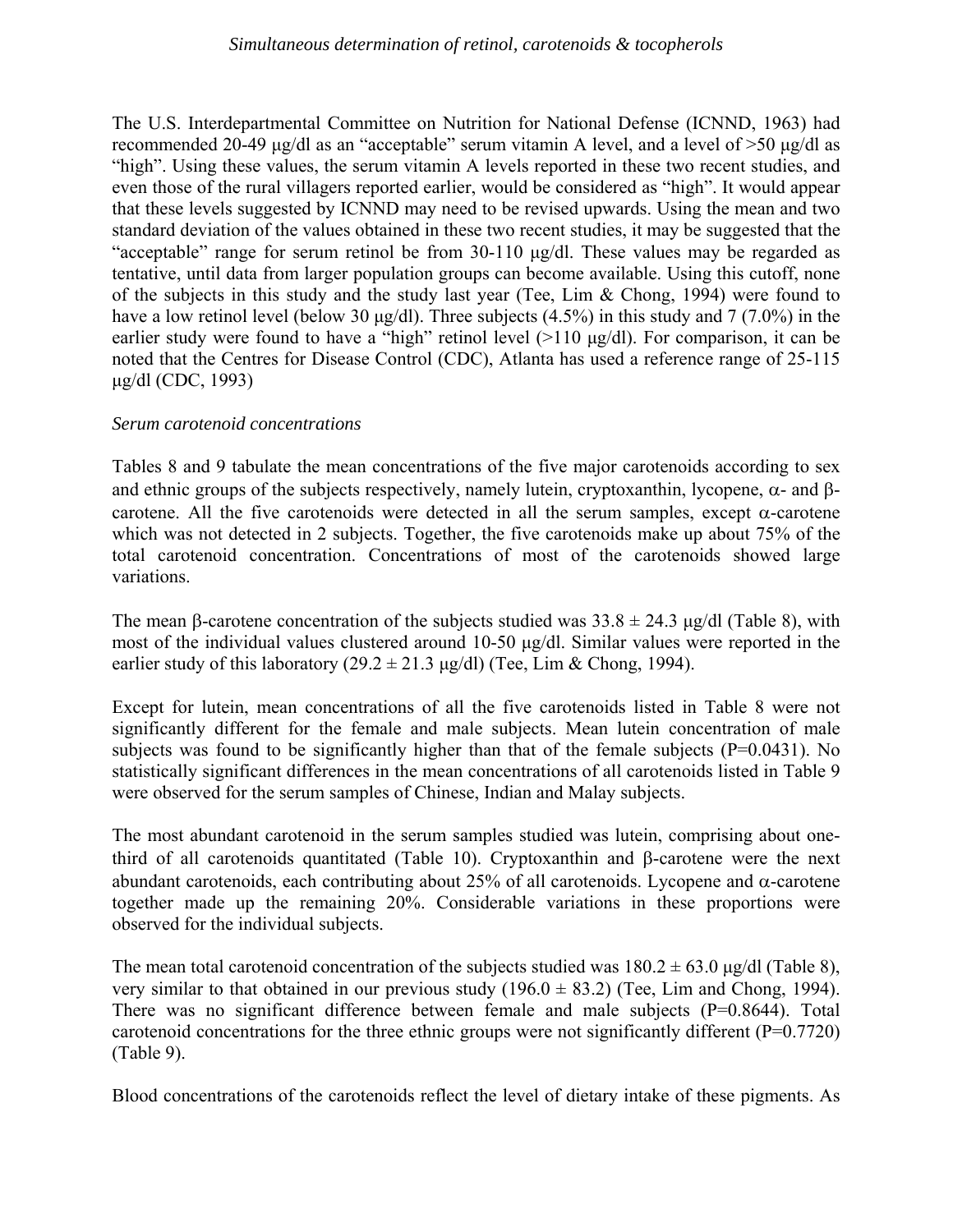The U.S. Interdepartmental Committee on Nutrition for National Defense (ICNND, 1963) had recommended 20-49 μg/dl as an "acceptable" serum vitamin A level, and a level of >50 μg/dl as "high". Using these values, the serum vitamin A levels reported in these two recent studies, and even those of the rural villagers reported earlier, would be considered as "high". It would appear that these levels suggested by ICNND may need to be revised upwards. Using the mean and two standard deviation of the values obtained in these two recent studies, it may be suggested that the "acceptable" range for serum retinol be from 30-110 μg/dl. These values may be regarded as tentative, until data from larger population groups can become available. Using this cutoff, none of the subjects in this study and the study last year (Tee, Lim & Chong, 1994) were found to have a low retinol level (below 30 μg/dl). Three subjects (4.5%) in this study and 7 (7.0%) in the earlier study were found to have a "high" retinol level (>110 μg/dl). For comparison, it can be noted that the Centres for Disease Control (CDC), Atlanta has used a reference range of 25-115 μg/dl (CDC, 1993)

*Serum carotenoid concentrations*

Tables 8 and 9 tabulate the mean concentrations of the five major carotenoids according to sex and ethnic groups of the subjects respectively, namely lutein, cryptoxanthin, lycopene, α- and β-carotene. All the five carotenoids were detected in all the serum samples, except α-carotene which was not detected in 2 subjects. Together, the five carotenoids make up about 75% of the total carotenoid concentration. Concentrations of most of the carotenoids showed large variations.

The mean β-carotene concentration of the subjects studied was $33.8 \pm 24.3$ μg/dl (Table 8), with most of the individual values clustered around 10-50 μg/dl. Similar values were reported in the earlier study of this laboratory ($29.2 \pm 21.3$ μg/dl) (Tee, Lim & Chong, 1994).

Except for lutein, mean concentrations of all the five carotenoids listed in Table 8 were not significantly different for the female and male subjects. Mean lutein concentration of male subjects was found to be significantly higher than that of the female subjects ($P=0.0431$). No statistically significant differences in the mean concentrations of all carotenoids listed in Table 9 were observed for the serum samples of Chinese, Indian and Malay subjects.

The most abundant carotenoid in the serum samples studied was lutein, comprising about one-third of all carotenoids quantitated (Table 10). Cryptoxanthin and β-carotene were the next abundant carotenoids, each contributing about 25% of all carotenoids. Lycopene and α-carotene together made up the remaining 20%. Considerable variations in these proportions were observed for the individual subjects.

The mean total carotenoid concentration of the subjects studied was $180.2 \pm 63.0$ μg/dl (Table 8), very similar to that obtained in our previous study ($196.0 \pm 83.2$) (Tee, Lim and Chong, 1994). There was no significant difference between female and male subjects ($P=0.8644$). Total carotenoid concentrations for the three ethnic groups were not significantly different ($P=0.7720$) (Table 9).

Blood concentrations of the carotenoids reflect the level of dietary intake of these pigments. As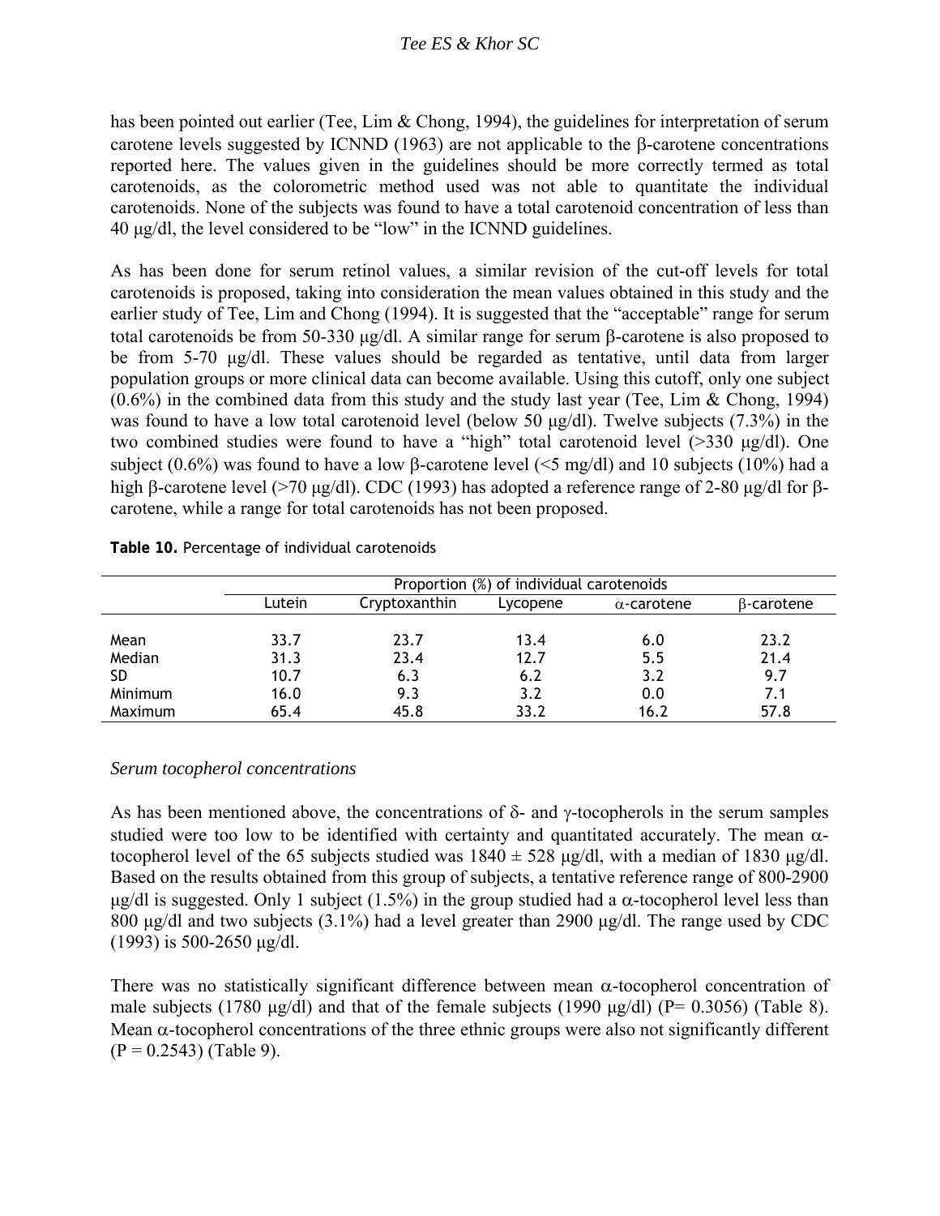has been pointed out earlier (Tee, Lim & Chong, 1994), the guidelines for interpretation of serum carotene levels suggested by ICNND (1963) are not applicable to the β-carotene concentrations reported here. The values given in the guidelines should be more correctly termed as total carotenoids, as the colorometric method used was not able to quantitate the individual carotenoids. None of the subjects was found to have a total carotenoid concentration of less than 40 μg/dl, the level considered to be "low" in the ICNND guidelines.

As has been done for serum retinol values, a similar revision of the cut-off levels for total carotenoids is proposed, taking into consideration the mean values obtained in this study and the earlier study of Tee, Lim and Chong (1994). It is suggested that the "acceptable" range for serum total carotenoids be from 50-330 μg/dl. A similar range for serum β-carotene is also proposed to be from 5-70 μg/dl. These values should be regarded as tentative, until data from larger population groups or more clinical data can become available. Using this cutoff, only one subject (0.6%) in the combined data from this study and the study last year (Tee, Lim & Chong, 1994) was found to have a low total carotenoid level (below 50 μg/dl). Twelve subjects (7.3%) in the two combined studies were found to have a "high" total carotenoid level (>330 μg/dl). One subject (0.6%) was found to have a low β-carotene level (<5 mg/dl) and 10 subjects (10%) had a high β-carotene level (>70 μg/dl). CDC (1993) has adopted a reference range of 2-80 μg/dl for β-carotene, while a range for total carotenoids has not been proposed.

**Table 10.** Percentage of individual carotenoids

| | Proportion (%) of individual carotenoids | | | | |
|---|---|---|---|---|---|
| | Lutein | Cryptoxanthin | Lycopene | α-carotene | β-carotene |
| Mean | 33.7 | 23.7 | 13.4 | 6.0 | 23.2 |
| Median | 31.3 | 23.4 | 12.7 | 5.5 | 21.4 |
| SD | 10.7 | 6.3 | 6.2 | 3.2 | 9.7 |
| Minimum | 16.0 | 9.3 | 3.2 | 0.0 | 7.1 |
| Maximum | 65.4 | 45.8 | 33.2 | 16.2 | 57.8 |

*Serum tocopherol concentrations*

As has been mentioned above, the concentrations of δ- and γ-tocopherols in the serum samples studied were too low to be identified with certainty and quantitated accurately. The mean α-tocopherol level of the 65 subjects studied was 1840 ± 528 μg/dl, with a median of 1830 μg/dl. Based on the results obtained from this group of subjects, a tentative reference range of 800-2900 μg/dl is suggested. Only 1 subject (1.5%) in the group studied had a α-tocopherol level less than 800 μg/dl and two subjects (3.1%) had a level greater than 2900 μg/dl. The range used by CDC (1993) is 500-2650 μg/dl.

There was no statistically significant difference between mean α-tocopherol concentration of male subjects (1780 μg/dl) and that of the female subjects (1990 μg/dl) ($P = 0.3056$) (Table 8). Mean α-tocopherol concentrations of the three ethnic groups were also not significantly different ($P = 0.2543$) (Table 9).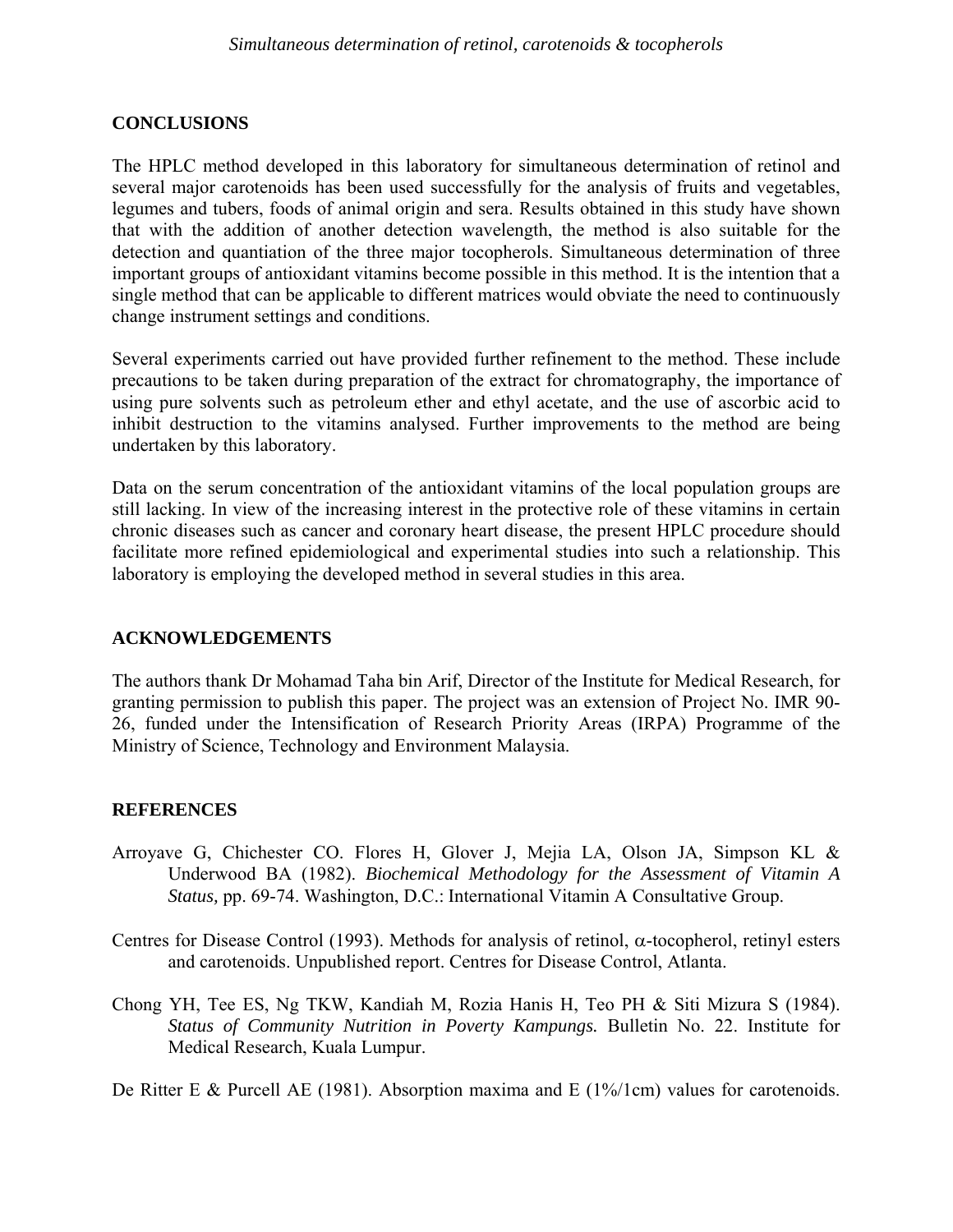## CONCLUSIONS

The HPLC method developed in this laboratory for simultaneous determination of retinol and several major carotenoids has been used successfully for the analysis of fruits and vegetables, legumes and tubers, foods of animal origin and sera. Results obtained in this study have shown that with the addition of another detection wavelength, the method is also suitable for the detection and quantiation of the three major tocopherols. Simultaneous determination of three important groups of antioxidant vitamins become possible in this method. It is the intention that a single method that can be applicable to different matrices would obviate the need to continuously change instrument settings and conditions.

Several experiments carried out have provided further refinement to the method. These include precautions to be taken during preparation of the extract for chromatography, the importance of using pure solvents such as petroleum ether and ethyl acetate, and the use of ascorbic acid to inhibit destruction to the vitamins analysed. Further improvements to the method are being undertaken by this laboratory.

Data on the serum concentration of the antioxidant vitamins of the local population groups are still lacking. In view of the increasing interest in the protective role of these vitamins in certain chronic diseases such as cancer and coronary heart disease, the present HPLC procedure should facilitate more refined epidemiological and experimental studies into such a relationship. This laboratory is employing the developed method in several studies in this area.

## ACKNOWLEDGEMENTS

The authors thank Dr Mohamad Taha bin Arif, Director of the Institute for Medical Research, for granting permission to publish this paper. The project was an extension of Project No. IMR 90-26, funded under the Intensification of Research Priority Areas (IRPA) Programme of the Ministry of Science, Technology and Environment Malaysia.

## REFERENCES

Arroyave G, Chichester CO. Flores H, Glover J, Mejia LA, Olson JA, Simpson KL & Underwood BA (1982). *Biochemical Methodology for the Assessment of Vitamin A Status,* pp. 69-74. Washington, D.C.: International Vitamin A Consultative Group.

Centres for Disease Control (1993). Methods for analysis of retinol, α-tocopherol, retinyl esters and carotenoids. Unpublished report. Centres for Disease Control, Atlanta.

Chong YH, Tee ES, Ng TKW, Kandiah M, Rozia Hanis H, Teo PH & Siti Mizura S (1984). *Status of Community Nutrition in Poverty Kampungs.* Bulletin No. 22. Institute for Medical Research, Kuala Lumpur.

De Ritter E & Purcell AE (1981). Absorption maxima and E (1%/1cm) values for carotenoids.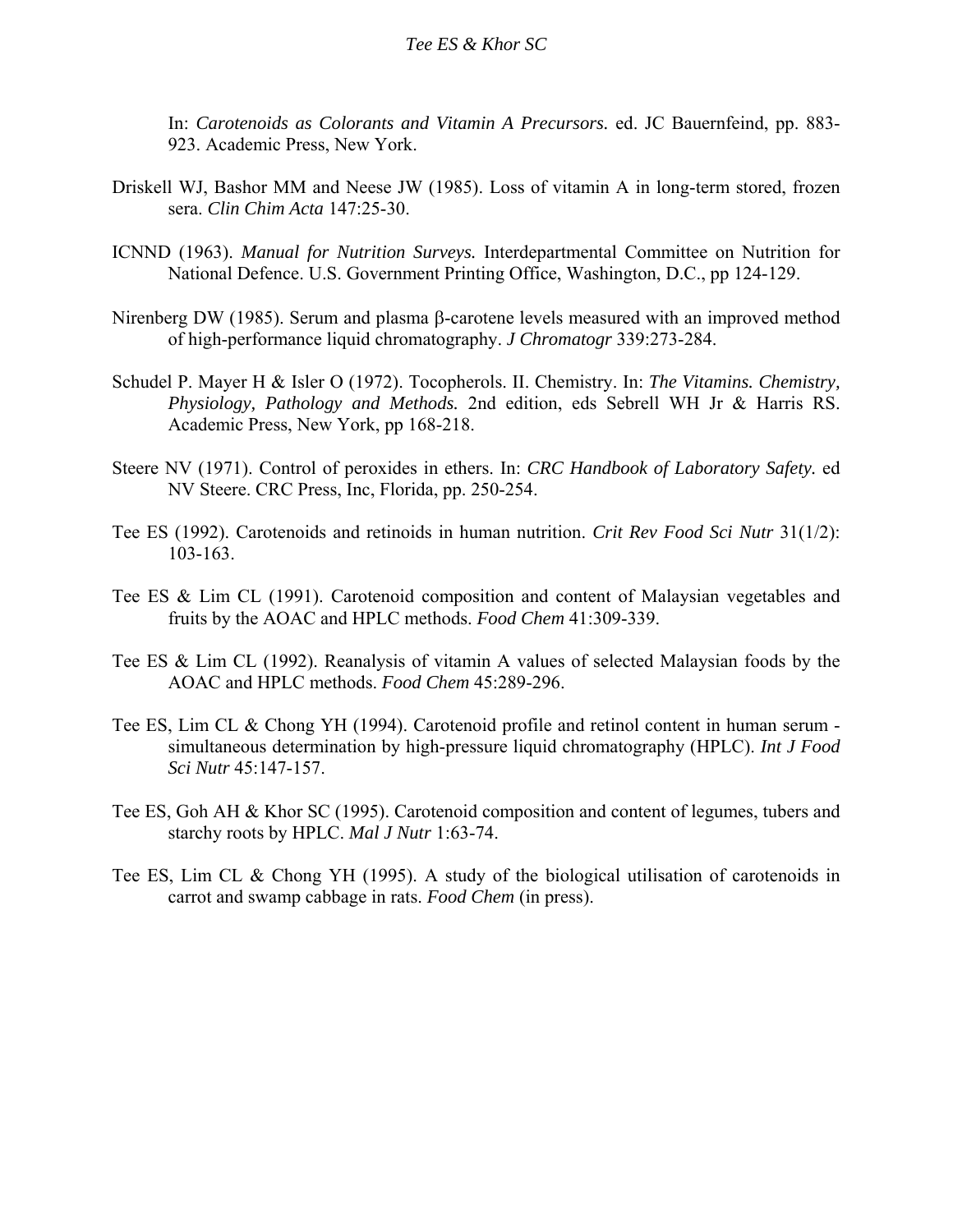In: *Carotenoids as Colorants and Vitamin A Precursors.* ed. JC Bauernfeind, pp. 883-923. Academic Press, New York.

Driskell WJ, Bashor MM and Neese JW (1985). Loss of vitamin A in long-term stored, frozen sera. *Clin Chim Acta* 147:25-30.

ICNND (1963). *Manual for Nutrition Surveys.* Interdepartmental Committee on Nutrition for National Defence. U.S. Government Printing Office, Washington, D.C., pp 124-129.

Nirenberg DW (1985). Serum and plasma β-carotene levels measured with an improved method of high-performance liquid chromatography. *J Chromatogr* 339:273-284.

Schudel P. Mayer H & Isler O (1972). Tocopherols. II. Chemistry. In: *The Vitamins. Chemistry, Physiology, Pathology and Methods.* 2nd edition, eds Sebrell WH Jr & Harris RS. Academic Press, New York, pp 168-218.

Steere NV (1971). Control of peroxides in ethers. In: *CRC Handbook of Laboratory Safety.* ed NV Steere. CRC Press, Inc, Florida, pp. 250-254.

Tee ES (1992). Carotenoids and retinoids in human nutrition. *Crit Rev Food Sci Nutr* 31(1/2): 103-163.

Tee ES & Lim CL (1991). Carotenoid composition and content of Malaysian vegetables and fruits by the AOAC and HPLC methods. *Food Chem* 41:309-339.

Tee ES & Lim CL (1992). Reanalysis of vitamin A values of selected Malaysian foods by the AOAC and HPLC methods. *Food Chem* 45:289-296.

Tee ES, Lim CL & Chong YH (1994). Carotenoid profile and retinol content in human serum - simultaneous determination by high-pressure liquid chromatography (HPLC). *Int J Food Sci Nutr* 45:147-157.

Tee ES, Goh AH & Khor SC (1995). Carotenoid composition and content of legumes, tubers and starchy roots by HPLC. *Mal J Nutr* 1:63-74.

Tee ES, Lim CL & Chong YH (1995). A study of the biological utilisation of carotenoids in carrot and swamp cabbage in rats. *Food Chem* (in press).